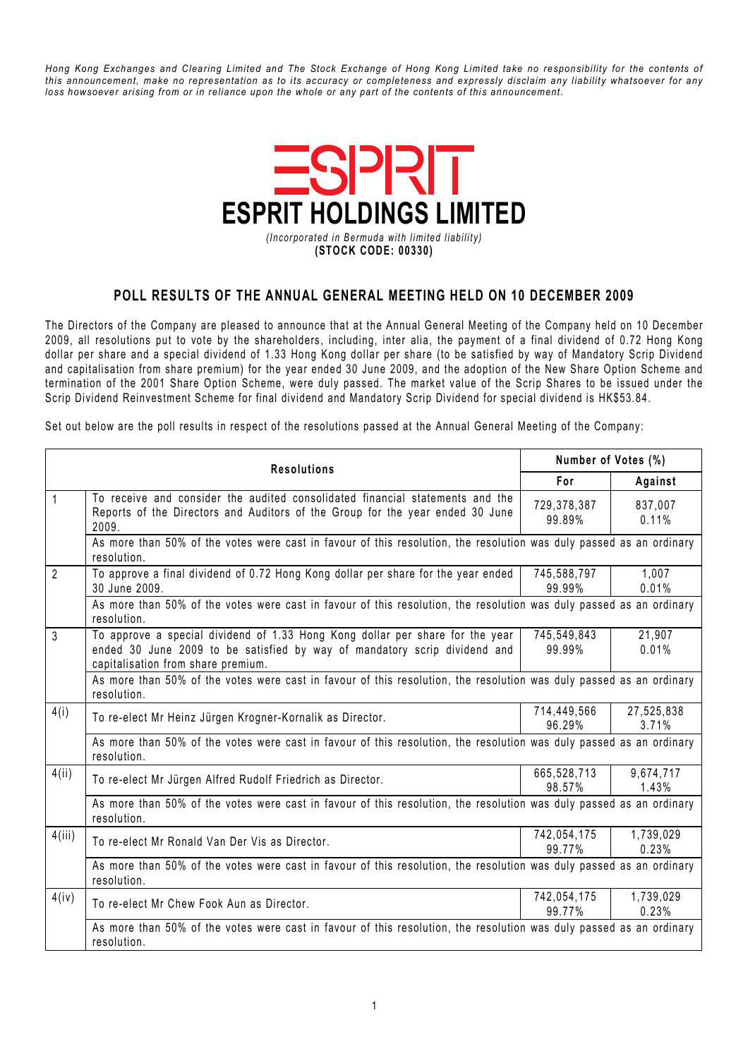*Hong Kong Exchanges and Clearing Limited and The Stock Exchange of Hong Kong Limited take no responsibility for the contents of this announcement, make no representation as to its accuracy or completeness and expressly disclaim any liability whatsoever for any loss howsoever arising from or in reliance upon the whole or any part of the contents of this announcement.*

# ESPRIT HOLDINGS LIMITED

*(Incorporated in Bermuda with limited liability)*

**(STOCK CODE: 00330)**

## POLL RESULTS OF THE ANNUAL GENERAL MEETING HELD ON 10 DECEMBER 2009

The Directors of the Company are pleased to announce that at the Annual General Meeting of the Company held on 10 December 2009, all resolutions put to vote by the shareholders, including, inter alia, the payment of a final dividend of 0.72 Hong Kong dollar per share and a special dividend of 1.33 Hong Kong dollar per share (to be satisfied by way of Mandatory Scrip Dividend and capitalisation from share premium) for the year ended 30 June 2009, and the adoption of the New Share Option Scheme and termination of the 2001 Share Option Scheme, were duly passed. The market value of the Scrip Shares to be issued under the Scrip Dividend Reinvestment Scheme for final dividend and Mandatory Scrip Dividend for special dividend is HK$53.84.

Set out below are the poll results in respect of the resolutions passed at the Annual General Meeting of the Company:

| Resolutions | | Number of Votes (%) | |
|---|---|---|---|
| | | **For** | **Against** |
| 1 | To receive and consider the audited consolidated financial statements and the Reports of the Directors and Auditors of the Group for the year ended 30 June 2009. | 729,378,387<br>99.89% | 837,007<br>0.11% |
| | As more than 50% of the votes were cast in favour of this resolution, the resolution was duly passed as an ordinary resolution. | | |
| 2 | To approve a final dividend of 0.72 Hong Kong dollar per share for the year ended 30 June 2009. | 745,588,797<br>99.99% | 1,007<br>0.01% |
| | As more than 50% of the votes were cast in favour of this resolution, the resolution was duly passed as an ordinary resolution. | | |
| 3 | To approve a special dividend of 1.33 Hong Kong dollar per share for the year ended 30 June 2009 to be satisfied by way of mandatory scrip dividend and capitalisation from share premium. | 745,549,843<br>99.99% | 21,907<br>0.01% |
| | As more than 50% of the votes were cast in favour of this resolution, the resolution was duly passed as an ordinary resolution. | | |
| 4(i) | To re-elect Mr Heinz Jürgen Krogner-Kornalik as Director. | 714,449,566<br>96.29% | 27,525,838<br>3.71% |
| | As more than 50% of the votes were cast in favour of this resolution, the resolution was duly passed as an ordinary resolution. | | |
| 4(ii) | To re-elect Mr Jürgen Alfred Rudolf Friedrich as Director. | 665,528,713<br>98.57% | 9,674,717<br>1.43% |
| | As more than 50% of the votes were cast in favour of this resolution, the resolution was duly passed as an ordinary resolution. | | |
| 4(iii) | To re-elect Mr Ronald Van Der Vis as Director. | 742,054,175<br>99.77% | 1,739,029<br>0.23% |
| | As more than 50% of the votes were cast in favour of this resolution, the resolution was duly passed as an ordinary resolution. | | |
| 4(iv) | To re-elect Mr Chew Fook Aun as Director. | 742,054,175<br>99.77% | 1,739,029<br>0.23% |
| | As more than 50% of the votes were cast in favour of this resolution, the resolution was duly passed as an ordinary resolution. | | |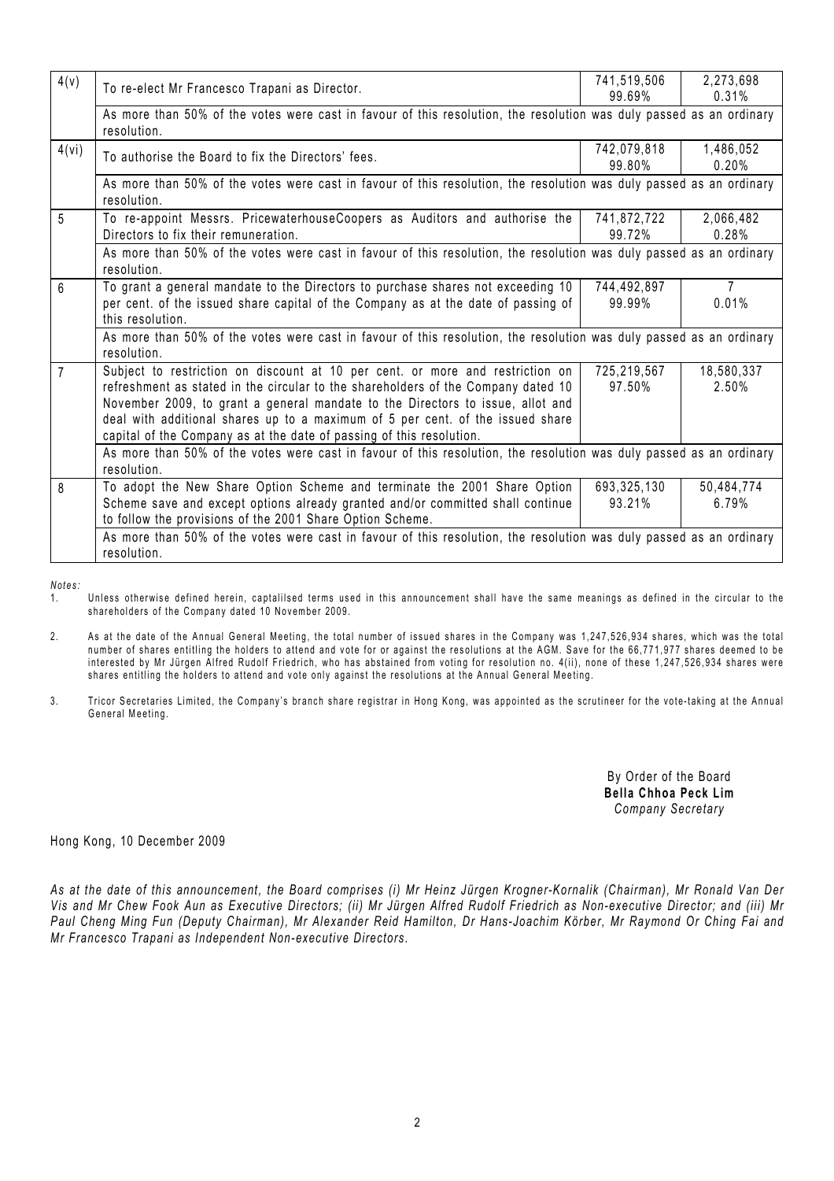| | | | |
|---|---|---|---|
| 4(v) | To re-elect Mr Francesco Trapani as Director. | 741,519,506<br>99.69% | 2,273,698<br>0.31% |
| | As more than 50% of the votes were cast in favour of this resolution, the resolution was duly passed as an ordinary resolution. | | |
| 4(vi) | To authorise the Board to fix the Directors' fees. | 742,079,818<br>99.80% | 1,486,052<br>0.20% |
| | As more than 50% of the votes were cast in favour of this resolution, the resolution was duly passed as an ordinary resolution. | | |
| 5 | To re-appoint Messrs. PricewaterhouseCoopers as Auditors and authorise the Directors to fix their remuneration. | 741,872,722<br>99.72% | 2,066,482<br>0.28% |
| | As more than 50% of the votes were cast in favour of this resolution, the resolution was duly passed as an ordinary resolution. | | |
| 6 | To grant a general mandate to the Directors to purchase shares not exceeding 10 per cent. of the issued share capital of the Company as at the date of passing of this resolution. | 744,492,897<br>99.99% | 7<br>0.01% |
| | As more than 50% of the votes were cast in favour of this resolution, the resolution was duly passed as an ordinary resolution. | | |
| 7 | Subject to restriction on discount at 10 per cent. or more and restriction on refreshment as stated in the circular to the shareholders of the Company dated 10 November 2009, to grant a general mandate to the Directors to issue, allot and deal with additional shares up to a maximum of 5 per cent. of the issued share capital of the Company as at the date of passing of this resolution. | 725,219,567<br>97.50% | 18,580,337<br>2.50% |
| | As more than 50% of the votes were cast in favour of this resolution, the resolution was duly passed as an ordinary resolution. | | |
| 8 | To adopt the New Share Option Scheme and terminate the 2001 Share Option Scheme save and except options already granted and/or committed shall continue to follow the provisions of the 2001 Share Option Scheme. | 693,325,130<br>93.21% | 50,484,774<br>6.79% |
| | As more than 50% of the votes were cast in favour of this resolution, the resolution was duly passed as an ordinary resolution. | | |

*Notes:*

1. Unless otherwise defined herein, captalilsed terms used in this announcement shall have the same meanings as defined in the circular to the shareholders of the Company dated 10 November 2009.

2. As at the date of the Annual General Meeting, the total number of issued shares in the Company was 1,247,526,934 shares, which was the total number of shares entitling the holders to attend and vote for or against the resolutions at the AGM. Save for the 66,771,977 shares deemed to be interested by Mr Jürgen Alfred Rudolf Friedrich, who has abstained from voting for resolution no. 4(ii), none of these 1,247,526,934 shares were shares entitling the holders to attend and vote only against the resolutions at the Annual General Meeting.

3. Tricor Secretaries Limited, the Company's branch share registrar in Hong Kong, was appointed as the scrutineer for the vote-taking at the Annual General Meeting.

By Order of the Board
**Bella Chhoa Peck Lim**
*Company Secretary*

Hong Kong, 10 December 2009

*As at the date of this announcement, the Board comprises (i) Mr Heinz Jürgen Krogner-Kornalik (Chairman), Mr Ronald Van Der Vis and Mr Chew Fook Aun as Executive Directors; (ii) Mr Jürgen Alfred Rudolf Friedrich as Non-executive Director; and (iii) Mr Paul Cheng Ming Fun (Deputy Chairman), Mr Alexander Reid Hamilton, Dr Hans-Joachim Körber, Mr Raymond Or Ching Fai and Mr Francesco Trapani as Independent Non-executive Directors.*